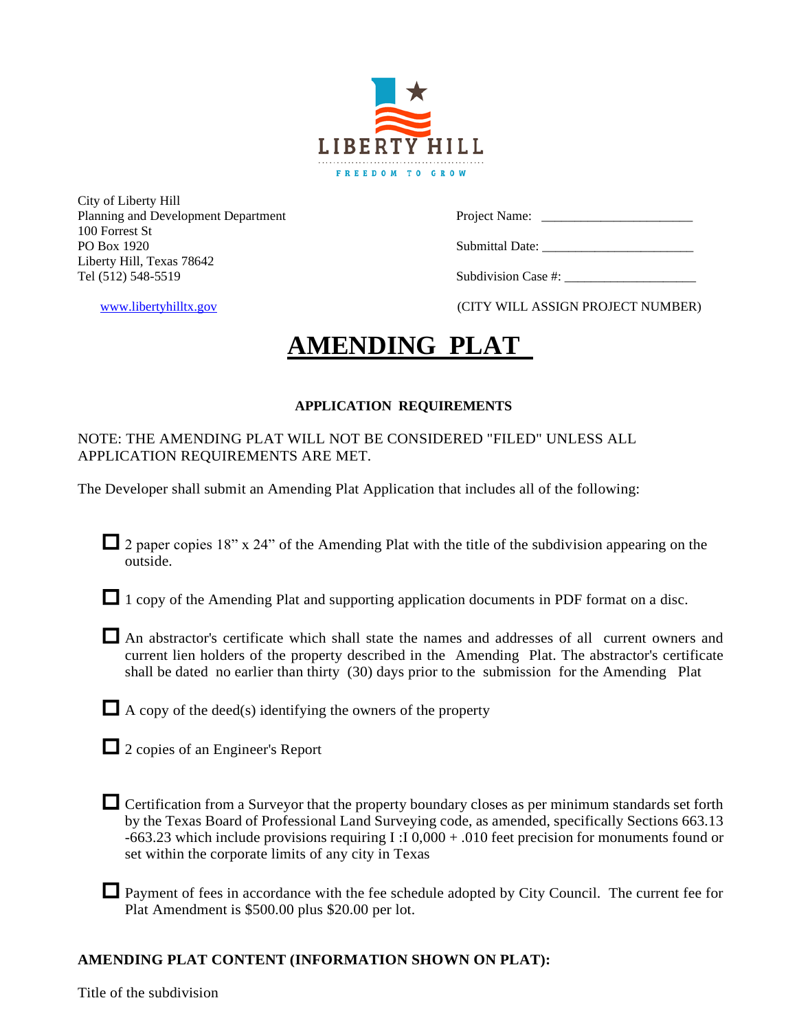LIBERTY HILL

FREEDOM TO GROW

City of Liberty Hill
Planning and Development Department
100 Forrest St
PO Box 1920
Liberty Hill, Texas 78642
Tel (512) 548-5519

www.libertyhilltx.gov

Project Name: _______________________

Submittal Date: _______________________

Subdivision Case #: ____________________

(CITY WILL ASSIGN PROJECT NUMBER)

# AMENDING PLAT

## APPLICATION REQUIREMENTS

NOTE: THE AMENDING PLAT WILL NOT BE CONSIDERED "FILED" UNLESS ALL APPLICATION REQUIREMENTS ARE MET.

The Developer shall submit an Amending Plat Application that includes all of the following:

- ☐ 2 paper copies 18" x 24" of the Amending Plat with the title of the subdivision appearing on the outside.
- ☐ 1 copy of the Amending Plat and supporting application documents in PDF format on a disc.
- ☐ An abstractor's certificate which shall state the names and addresses of all current owners and current lien holders of the property described in the Amending Plat. The abstractor's certificate shall be dated no earlier than thirty (30) days prior to the submission for the Amending Plat
- ☐ A copy of the deed(s) identifying the owners of the property
- ☐ 2 copies of an Engineer's Report
- ☐ Certification from a Surveyor that the property boundary closes as per minimum standards set forth by the Texas Board of Professional Land Surveying code, as amended, specifically Sections 663.13 -663.23 which include provisions requiring I :I 0,000 + .010 feet precision for monuments found or set within the corporate limits of any city in Texas
- ☐ Payment of fees in accordance with the fee schedule adopted by City Council. The current fee for Plat Amendment is $500.00 plus $20.00 per lot.

**AMENDING PLAT CONTENT (INFORMATION SHOWN ON PLAT):**

Title of the subdivision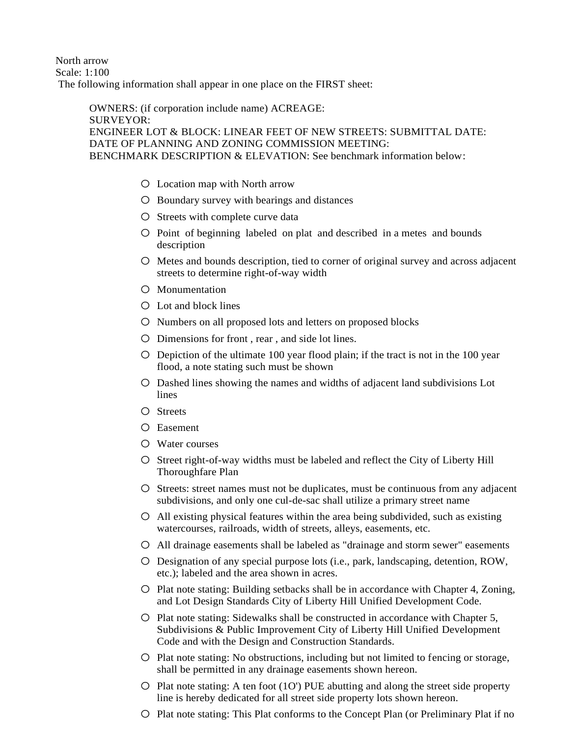North arrow
Scale: 1:100
The following information shall appear in one place on the FIRST sheet:

OWNERS: (if corporation include name) ACREAGE:
SURVEYOR:
ENGINEER LOT & BLOCK: LINEAR FEET OF NEW STREETS: SUBMITTAL DATE:
DATE OF PLANNING AND ZONING COMMISSION MEETING:
BENCHMARK DESCRIPTION & ELEVATION: See benchmark information below:

- Location map with North arrow
- Boundary survey with bearings and distances
- Streets with complete curve data
- Point of beginning labeled on plat and described in a metes and bounds description
- Metes and bounds description, tied to corner of original survey and across adjacent streets to determine right-of-way width
- Monumentation
- Lot and block lines
- Numbers on all proposed lots and letters on proposed blocks
- Dimensions for front , rear , and side lot lines.
- Depiction of the ultimate 100 year flood plain; if the tract is not in the 100 year flood, a note stating such must be shown
- Dashed lines showing the names and widths of adjacent land subdivisions Lot lines
- Streets
- Easement
- Water courses
- Street right-of-way widths must be labeled and reflect the City of Liberty Hill Thoroughfare Plan
- Streets: street names must not be duplicates, must be continuous from any adjacent subdivisions, and only one cul-de-sac shall utilize a primary street name
- All existing physical features within the area being subdivided, such as existing watercourses, railroads, width of streets, alleys, easements, etc.
- All drainage easements shall be labeled as "drainage and storm sewer" easements
- Designation of any special purpose lots (i.e., park, landscaping, detention, ROW, etc.); labeled and the area shown in acres.
- Plat note stating: Building setbacks shall be in accordance with Chapter 4, Zoning, and Lot Design Standards City of Liberty Hill Unified Development Code.
- Plat note stating: Sidewalks shall be constructed in accordance with Chapter 5, Subdivisions & Public Improvement City of Liberty Hill Unified Development Code and with the Design and Construction Standards.
- Plat note stating: No obstructions, including but not limited to fencing or storage, shall be permitted in any drainage easements shown hereon.
- Plat note stating: A ten foot (1O') PUE abutting and along the street side property line is hereby dedicated for all street side property lots shown hereon.
- Plat note stating: This Plat conforms to the Concept Plan (or Preliminary Plat if no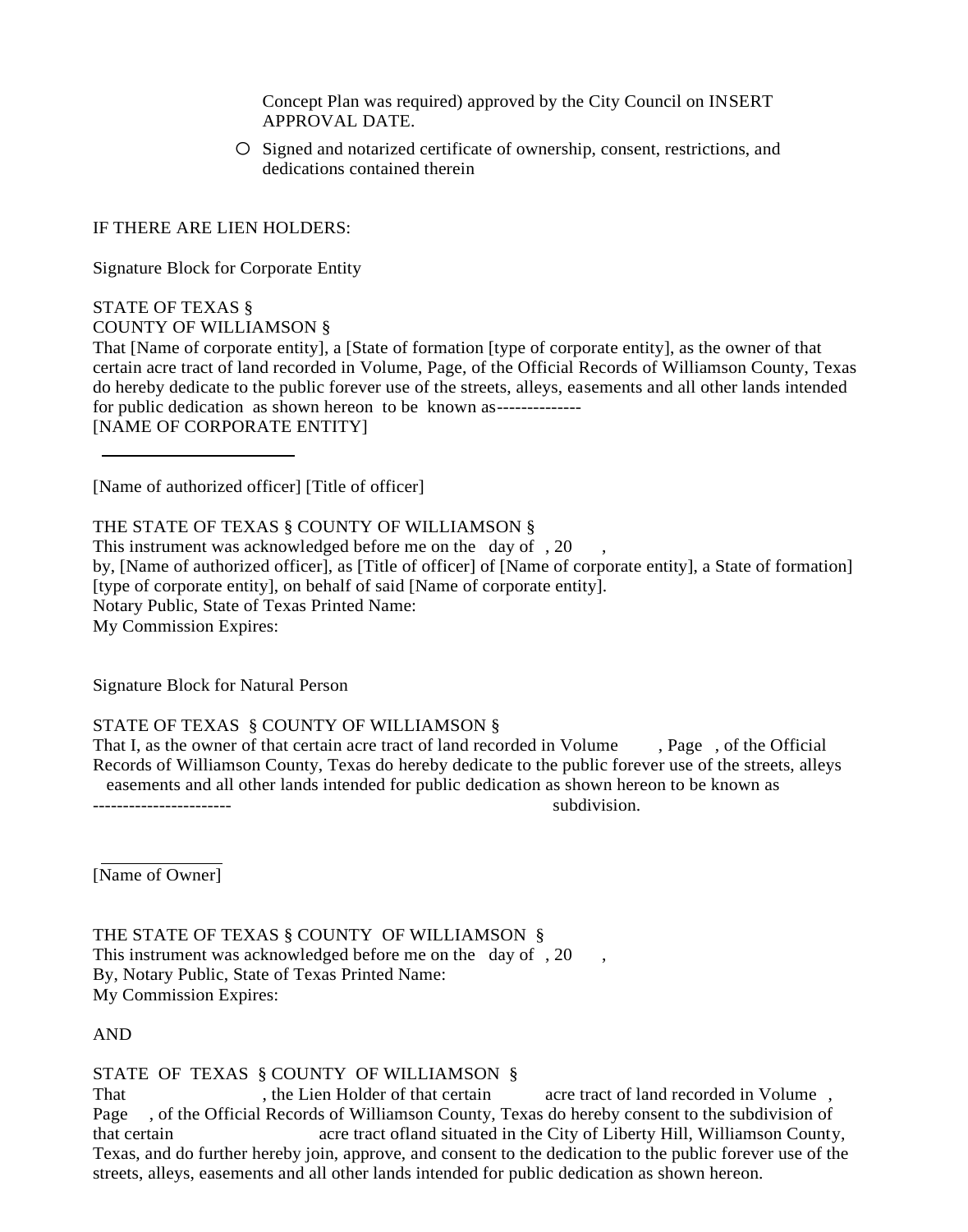Concept Plan was required) approved by the City Council on INSERT APPROVAL DATE.

- Signed and notarized certificate of ownership, consent, restrictions, and dedications contained therein

IF THERE ARE LIEN HOLDERS:

Signature Block for Corporate Entity

STATE OF TEXAS §
COUNTY OF WILLIAMSON §
That [Name of corporate entity], a [State of formation [type of corporate entity], as the owner of that certain acre tract of land recorded in Volume, Page, of the Official Records of Williamson County, Texas do hereby dedicate to the public forever use of the streets, alleys, easements and all other lands intended for public dedication as shown hereon to be known as--------------
[NAME OF CORPORATE ENTITY]

______________________

[Name of authorized officer] [Title of officer]

THE STATE OF TEXAS § COUNTY OF WILLIAMSON §
This instrument was acknowledged before me on the day of , 20 ,
by, [Name of authorized officer], as [Title of officer] of [Name of corporate entity], a State of formation] [type of corporate entity], on behalf of said [Name of corporate entity].
Notary Public, State of Texas Printed Name:
My Commission Expires:

Signature Block for Natural Person

STATE OF TEXAS § COUNTY OF WILLIAMSON §
That I, as the owner of that certain acre tract of land recorded in Volume , Page , of the Official Records of Williamson County, Texas do hereby dedicate to the public forever use of the streets, alleys easements and all other lands intended for public dedication as shown hereon to be known as
---------------------- subdivision.

______________
[Name of Owner]

THE STATE OF TEXAS § COUNTY OF WILLIAMSON §
This instrument was acknowledged before me on the day of , 20 ,
By, Notary Public, State of Texas Printed Name:
My Commission Expires:

AND

STATE OF TEXAS § COUNTY OF WILLIAMSON §
That , the Lien Holder of that certain acre tract of land recorded in Volume , Page , of the Official Records of Williamson County, Texas do hereby consent to the subdivision of that certain acre tract ofland situated in the City of Liberty Hill, Williamson County, Texas, and do further hereby join, approve, and consent to the dedication to the public forever use of the streets, alleys, easements and all other lands intended for public dedication as shown hereon.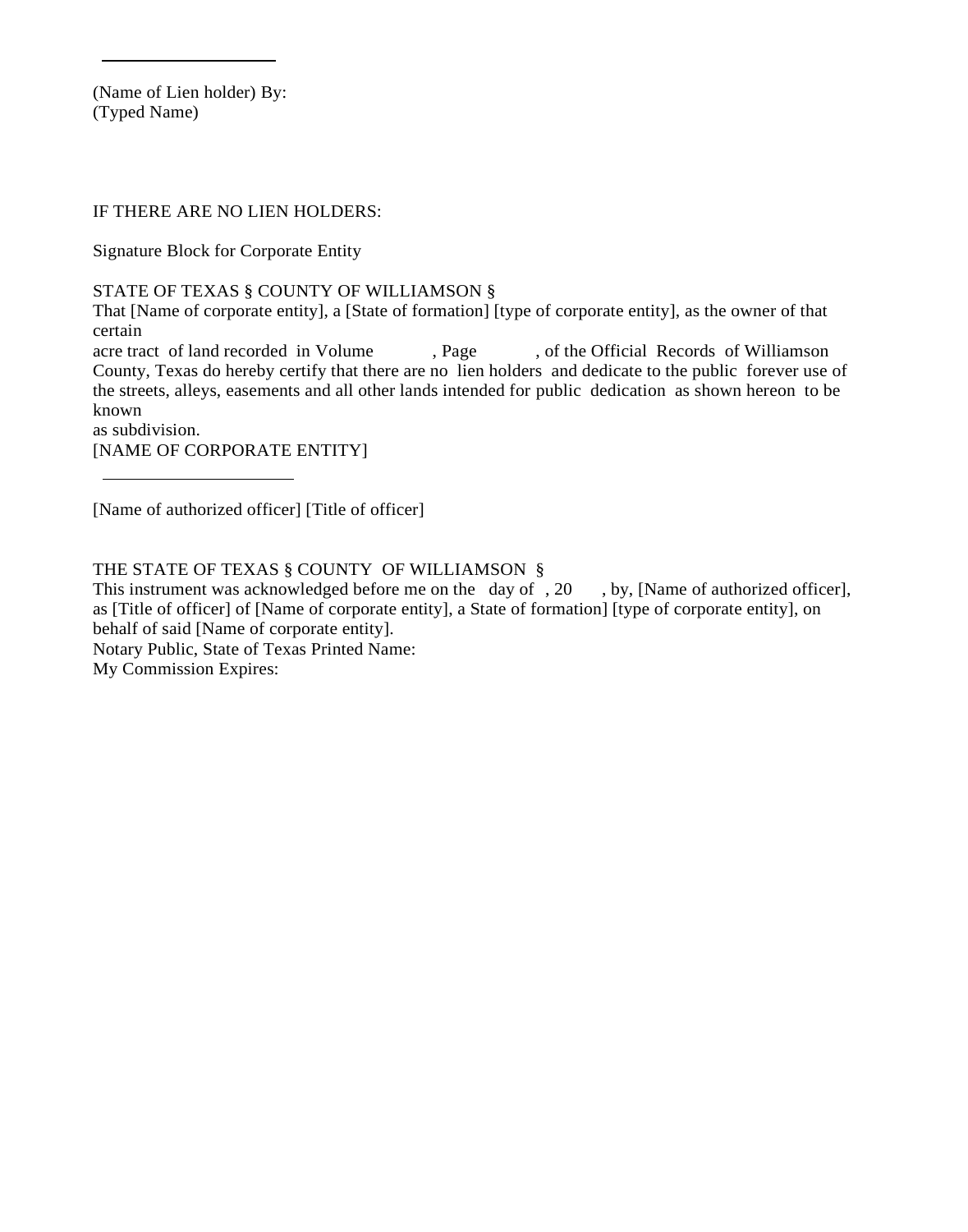\_\_\_\_\_\_\_\_\_\_\_\_\_\_\_\_\_\_\_\_\_\_\_\_

(Name of Lien holder) By:
(Typed Name)

IF THERE ARE NO LIEN HOLDERS:

Signature Block for Corporate Entity

STATE OF TEXAS § COUNTY OF WILLIAMSON §
That [Name of corporate entity], a [State of formation] [type of corporate entity], as the owner of that certain
acre tract of land recorded in Volume , Page , of the Official Records of Williamson County, Texas do hereby certify that there are no lien holders and dedicate to the public forever use of the streets, alleys, easements and all other lands intended for public dedication as shown hereon to be known
as subdivision.
[NAME OF CORPORATE ENTITY]

\_\_\_\_\_\_\_\_\_\_\_\_\_\_\_\_\_\_\_\_\_\_\_\_

[Name of authorized officer] [Title of officer]

THE STATE OF TEXAS § COUNTY OF WILLIAMSON §
This instrument was acknowledged before me on the day of , 20 , by, [Name of authorized officer], as [Title of officer] of [Name of corporate entity], a State of formation] [type of corporate entity], on behalf of said [Name of corporate entity].
Notary Public, State of Texas Printed Name:
My Commission Expires: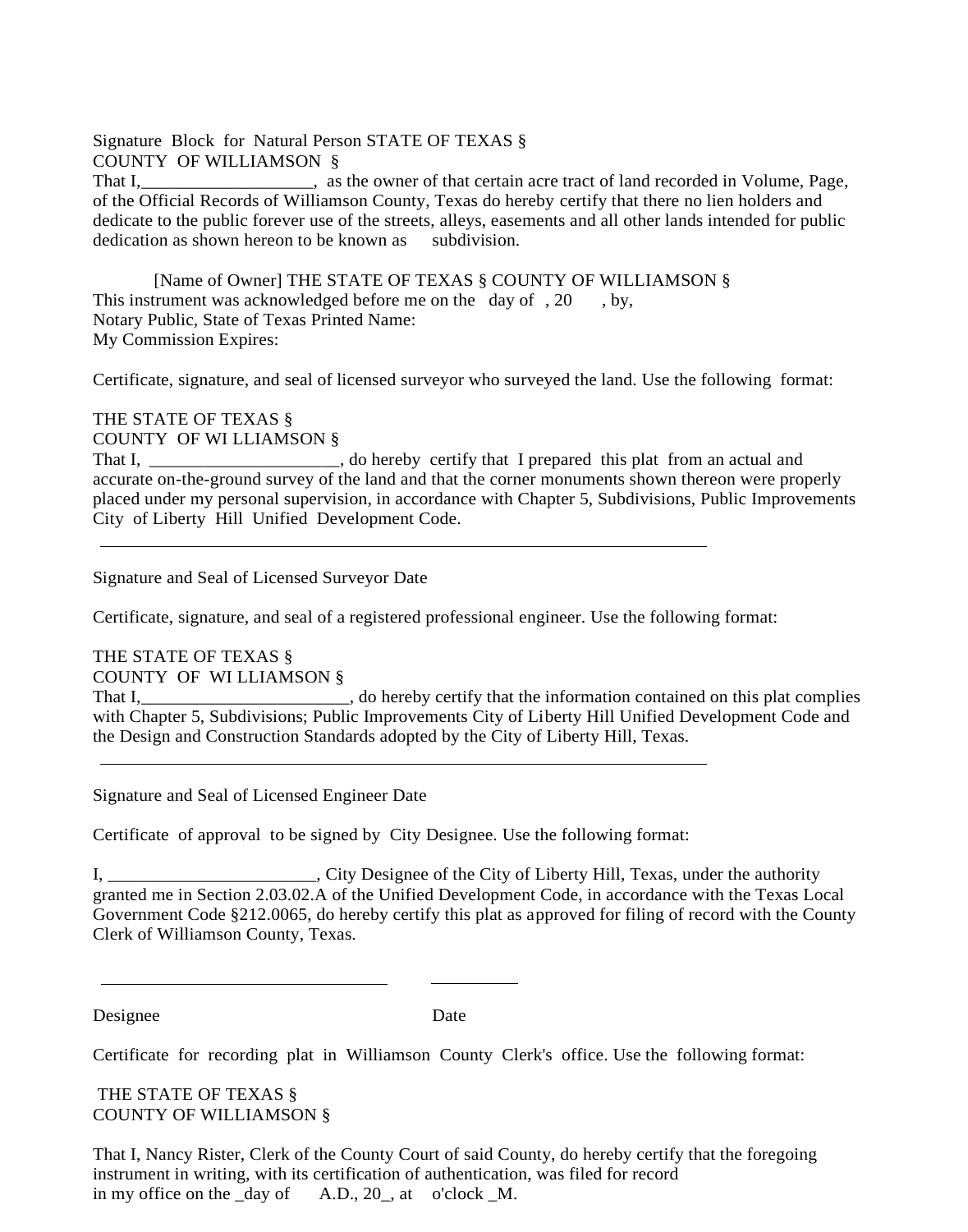Signature Block for Natural Person STATE OF TEXAS §
COUNTY OF WILLIAMSON §
That I,___________________, as the owner of that certain acre tract of land recorded in Volume, Page, of the Official Records of Williamson County, Texas do hereby certify that there no lien holders and dedicate to the public forever use of the streets, alleys, easements and all other lands intended for public dedication as shown hereon to be known as subdivision.

[Name of Owner] THE STATE OF TEXAS § COUNTY OF WILLIAMSON §
This instrument was acknowledged before me on the day of , 20 , by,
Notary Public, State of Texas Printed Name:
My Commission Expires:

Certificate, signature, and seal of licensed surveyor who surveyed the land. Use the following format:

THE STATE OF TEXAS §
COUNTY OF WI LLIAMSON §
That I, _____________________, do hereby certify that I prepared this plat from an actual and accurate on-the-ground survey of the land and that the corner monuments shown thereon were properly placed under my personal supervision, in accordance with Chapter 5, Subdivisions, Public Improvements City of Liberty Hill Unified Development Code.

______________________________________________________________________

Signature and Seal of Licensed Surveyor Date

Certificate, signature, and seal of a registered professional engineer. Use the following format:

THE STATE OF TEXAS §
COUNTY OF WI LLIAMSON §
That I,_______________________, do hereby certify that the information contained on this plat complies with Chapter 5, Subdivisions; Public Improvements City of Liberty Hill Unified Development Code and the Design and Construction Standards adopted by the City of Liberty Hill, Texas.

______________________________________________________________________

Signature and Seal of Licensed Engineer Date

Certificate of approval to be signed by City Designee. Use the following format:

I, _______________________, City Designee of the City of Liberty Hill, Texas, under the authority granted me in Section 2.03.02.A of the Unified Development Code, in accordance with the Texas Local Government Code §212.0065, do hereby certify this plat as approved for filing of record with the County Clerk of Williamson County, Texas.

________________________________ __________

Designee Date

Certificate for recording plat in Williamson County Clerk's office. Use the following format:

THE STATE OF TEXAS §
COUNTY OF WILLIAMSON §

That I, Nancy Rister, Clerk of the County Court of said County, do hereby certify that the foregoing instrument in writing, with its certification of authentication, was filed for record
in my office on the _day of A.D., 20_, at o'clock _M.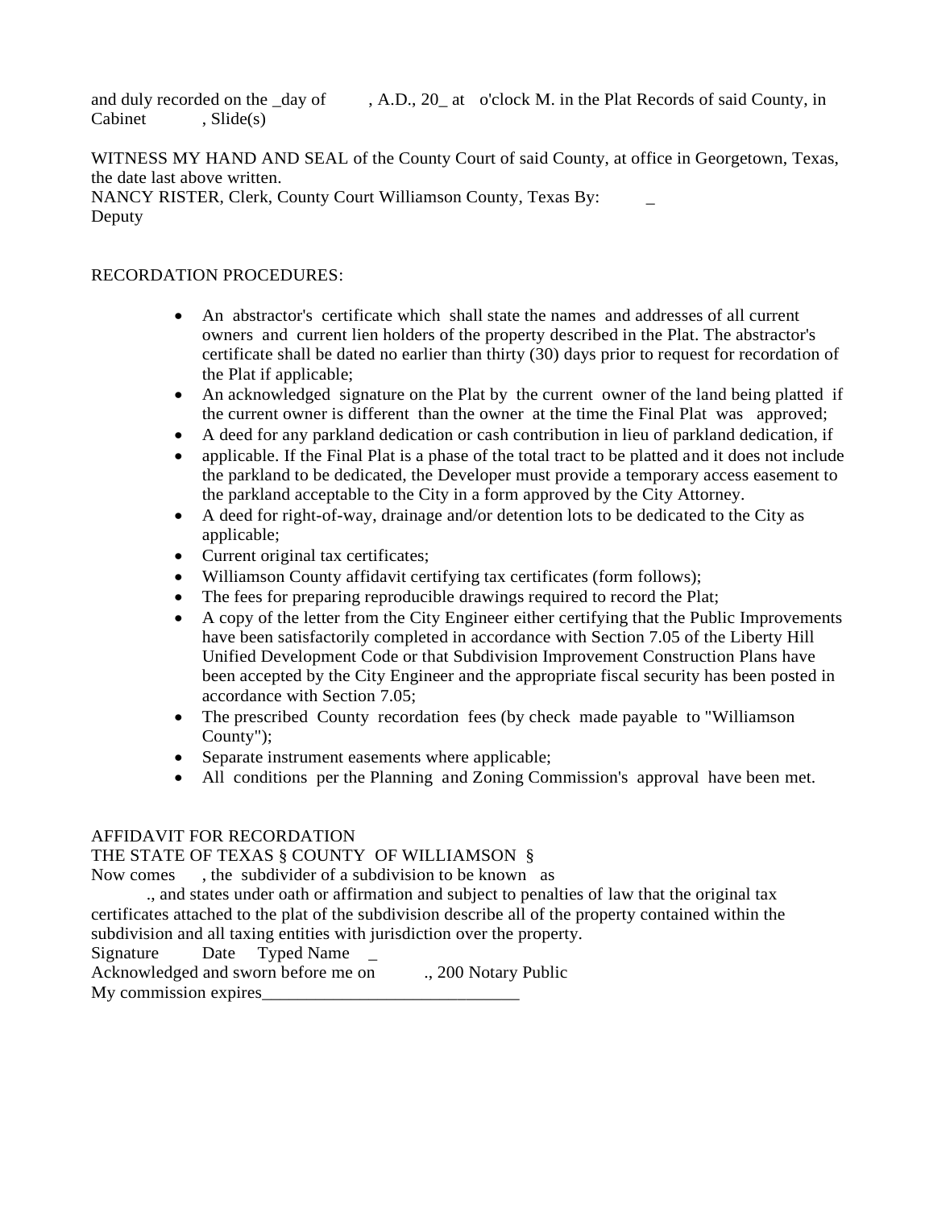and duly recorded on the _day of , A.D., 20_ at o'clock M. in the Plat Records of said County, in Cabinet , Slide(s)

WITNESS MY HAND AND SEAL of the County Court of said County, at office in Georgetown, Texas, the date last above written.
NANCY RISTER, Clerk, County Court Williamson County, Texas By: _
Deputy

RECORDATION PROCEDURES:

- An abstractor's certificate which shall state the names and addresses of all current owners and current lien holders of the property described in the Plat. The abstractor's certificate shall be dated no earlier than thirty (30) days prior to request for recordation of the Plat if applicable;
- An acknowledged signature on the Plat by the current owner of the land being platted if the current owner is different than the owner at the time the Final Plat was approved;
- A deed for any parkland dedication or cash contribution in lieu of parkland dedication, if
- applicable. If the Final Plat is a phase of the total tract to be platted and it does not include the parkland to be dedicated, the Developer must provide a temporary access easement to the parkland acceptable to the City in a form approved by the City Attorney.
- A deed for right-of-way, drainage and/or detention lots to be dedicated to the City as applicable;
- Current original tax certificates;
- Williamson County affidavit certifying tax certificates (form follows);
- The fees for preparing reproducible drawings required to record the Plat;
- A copy of the letter from the City Engineer either certifying that the Public Improvements have been satisfactorily completed in accordance with Section 7.05 of the Liberty Hill Unified Development Code or that Subdivision Improvement Construction Plans have been accepted by the City Engineer and the appropriate fiscal security has been posted in accordance with Section 7.05;
- The prescribed County recordation fees (by check made payable to "Williamson County");
- Separate instrument easements where applicable;
- All conditions per the Planning and Zoning Commission's approval have been met.

AFFIDAVIT FOR RECORDATION
THE STATE OF TEXAS § COUNTY OF WILLIAMSON §
Now comes , the subdivider of a subdivision to be known as
., and states under oath or affirmation and subject to penalties of law that the original tax certificates attached to the plat of the subdivision describe all of the property contained within the subdivision and all taxing entities with jurisdiction over the property.
Signature Date Typed Name _
Acknowledged and sworn before me on ., 200 Notary Public
My commission expires_____________________________